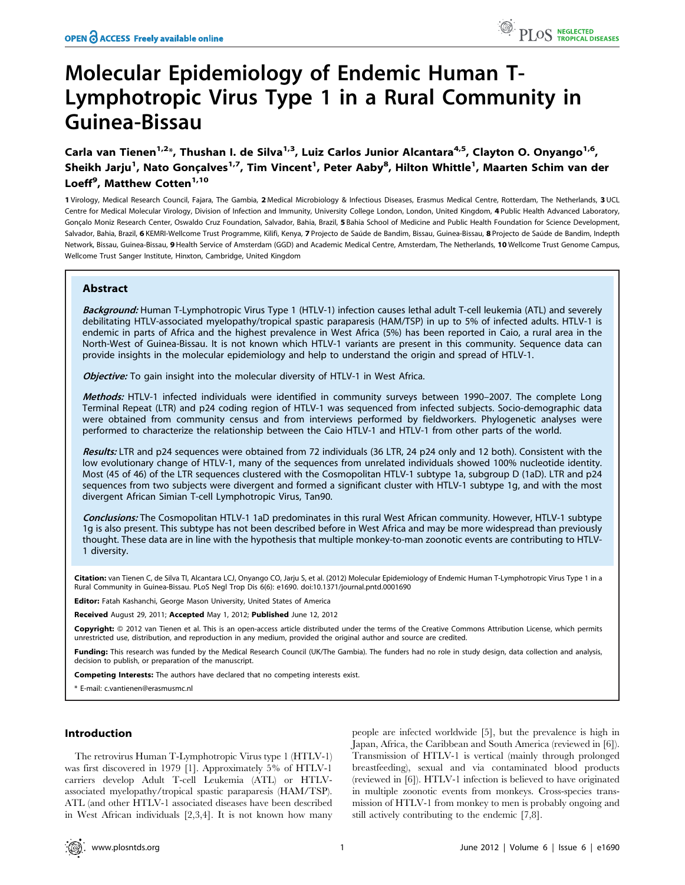# Molecular Epidemiology of Endemic Human T-Lymphotropic Virus Type 1 in a Rural Community in Guinea-Bissau

**Carla van Tienen[1,2]*, Thushan I. de Silva[1,3], Luiz Carlos Junior Alcantara[4,5], Clayton O. Onyango[1,6], Sheikh Jarju[1], Nato Gonçalves[1,7], Tim Vincent[1], Peter Aaby[8], Hilton Whittle[1], Maarten Schim van der Loeff[9], Matthew Cotten[1,10]**

1 Virology, Medical Research Council, Fajara, The Gambia, 2 Medical Microbiology & Infectious Diseases, Erasmus Medical Centre, Rotterdam, The Netherlands, 3 UCL Centre for Medical Molecular Virology, Division of Infection and Immunity, University College London, London, United Kingdom, 4 Public Health Advanced Laboratory, Gonçalo Moniz Research Center, Oswaldo Cruz Foundation, Salvador, Bahia, Brazil, 5 Bahia School of Medicine and Public Health Foundation for Science Development, Salvador, Bahia, Brazil, 6 KEMRI-Wellcome Trust Programme, Kilifi, Kenya, 7 Projecto de Saúde de Bandim, Bissau, Guinea-Bissau, 8 Projecto de Saúde de Bandim, Indepth Network, Bissau, Guinea-Bissau, 9 Health Service of Amsterdam (GGD) and Academic Medical Centre, Amsterdam, The Netherlands, 10 Wellcome Trust Genome Campus, Wellcome Trust Sanger Institute, Hinxton, Cambridge, United Kingdom

## Abstract

***Background:*** Human T-Lymphotropic Virus Type 1 (HTLV-1) infection causes lethal adult T-cell leukemia (ATL) and severely debilitating HTLV-associated myelopathy/tropical spastic paraparesis (HAM/TSP) in up to 5% of infected adults. HTLV-1 is endemic in parts of Africa and the highest prevalence in West Africa (5%) has been reported in Caio, a rural area in the North-West of Guinea-Bissau. It is not known which HTLV-1 variants are present in this community. Sequence data can provide insights in the molecular epidemiology and help to understand the origin and spread of HTLV-1.

***Objective:*** To gain insight into the molecular diversity of HTLV-1 in West Africa.

***Methods:*** HTLV-1 infected individuals were identified in community surveys between 1990–2007. The complete Long Terminal Repeat (LTR) and p24 coding region of HTLV-1 was sequenced from infected subjects. Socio-demographic data were obtained from community census and from interviews performed by fieldworkers. Phylogenetic analyses were performed to characterize the relationship between the Caio HTLV-1 and HTLV-1 from other parts of the world.

***Results:*** LTR and p24 sequences were obtained from 72 individuals (36 LTR, 24 p24 only and 12 both). Consistent with the low evolutionary change of HTLV-1, many of the sequences from unrelated individuals showed 100% nucleotide identity. Most (45 of 46) of the LTR sequences clustered with the Cosmopolitan HTLV-1 subtype 1a, subgroup D (1aD). LTR and p24 sequences from two subjects were divergent and formed a significant cluster with HTLV-1 subtype 1g, and with the most divergent African Simian T-cell Lymphotropic Virus, Tan90.

***Conclusions:*** The Cosmopolitan HTLV-1 1aD predominates in this rural West African community. However, HTLV-1 subtype 1g is also present. This subtype has not been described before in West Africa and may be more widespread than previously thought. These data are in line with the hypothesis that multiple monkey-to-man zoonotic events are contributing to HTLV-1 diversity.

**Citation:** van Tienen C, de Silva TI, Alcantara LCJ, Onyango CO, Jarju S, et al. (2012) Molecular Epidemiology of Endemic Human T-Lymphotropic Virus Type 1 in a Rural Community in Guinea-Bissau. PLoS Negl Trop Dis 6(6): e1690. doi:10.1371/journal.pntd.0001690

**Editor:** Fatah Kashanchi, George Mason University, United States of America

**Received** August 29, 2011; **Accepted** May 1, 2012; **Published** June 12, 2012

**Copyright:** © 2012 van Tienen et al. This is an open-access article distributed under the terms of the Creative Commons Attribution License, which permits unrestricted use, distribution, and reproduction in any medium, provided the original author and source are credited.

**Funding:** This research was funded by the Medical Research Council (UK/The Gambia). The funders had no role in study design, data collection and analysis, decision to publish, or preparation of the manuscript.

**Competing Interests:** The authors have declared that no competing interests exist.

* E-mail: c.vantienen@erasmusmc.nl

## Introduction

The retrovirus Human T-Lymphotropic Virus type 1 (HTLV-1) was first discovered in 1979 [1]. Approximately 5% of HTLV-1 carriers develop Adult T-cell Leukemia (ATL) or HTLV-associated myelopathy/tropical spastic paraparesis (HAM/TSP). ATL (and other HTLV-1 associated diseases have been described in West African individuals [2,3,4]. It is not known how many people are infected worldwide [5], but the prevalence is high in Japan, Africa, the Caribbean and South America (reviewed in [6]). Transmission of HTLV-1 is vertical (mainly through prolonged breastfeeding), sexual and via contaminated blood products (reviewed in [6]). HTLV-1 infection is believed to have originated in multiple zoonotic events from monkeys. Cross-species transmission of HTLV-1 from monkey to men is probably ongoing and still actively contributing to the endemic [7,8].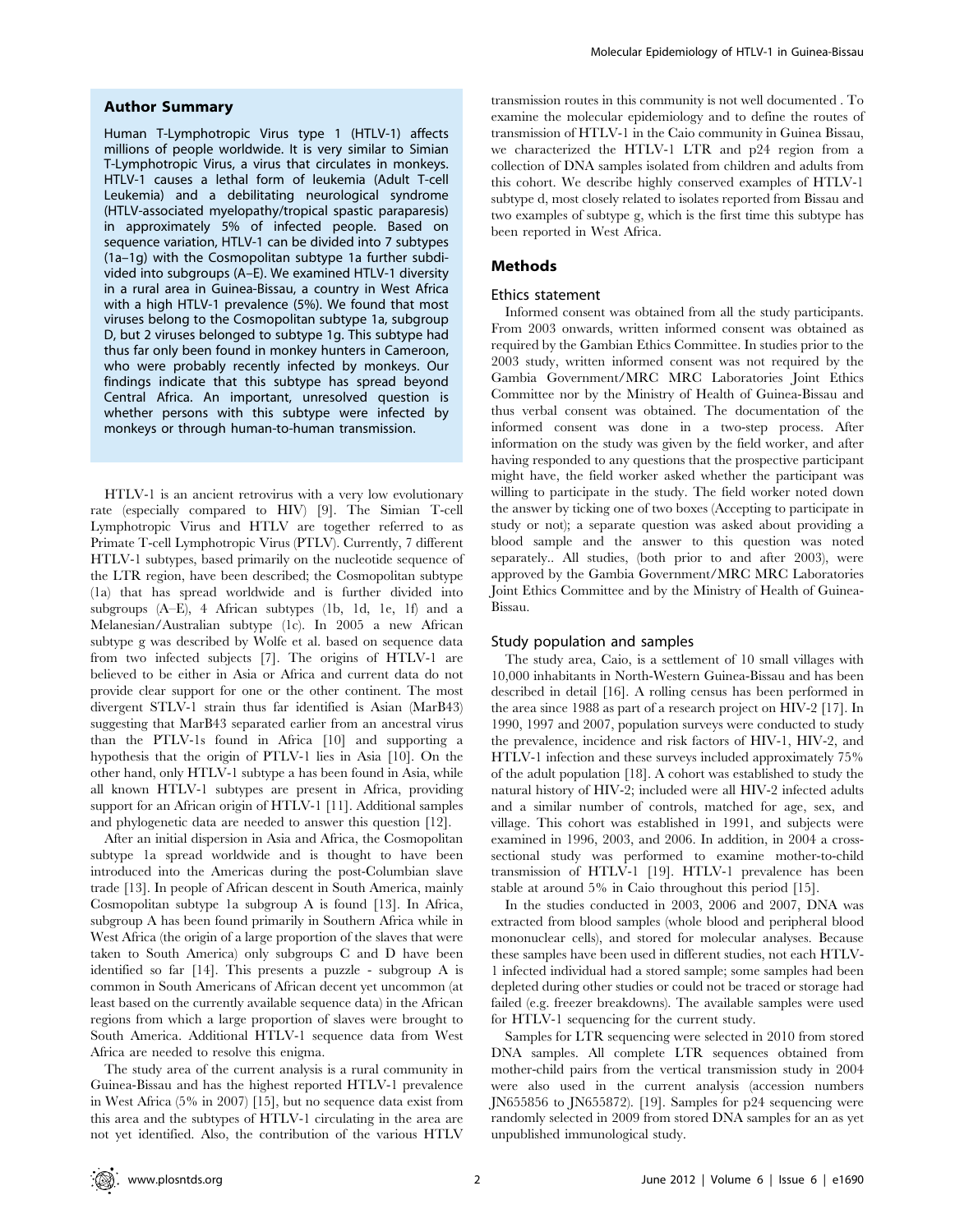## Author Summary

Human T-Lymphotropic Virus type 1 (HTLV-1) affects millions of people worldwide. It is very similar to Simian T-Lymphotropic Virus, a virus that circulates in monkeys. HTLV-1 causes a lethal form of leukemia (Adult T-cell Leukemia) and a debilitating neurological syndrome (HTLV-associated myelopathy/tropical spastic paraparesis) in approximately 5% of infected people. Based on sequence variation, HTLV-1 can be divided into 7 subtypes (1a–1g) with the Cosmopolitan subtype 1a further subdivided into subgroups (A–E). We examined HTLV-1 diversity in a rural area in Guinea-Bissau, a country in West Africa with a high HTLV-1 prevalence (5%). We found that most viruses belong to the Cosmopolitan subtype 1a, subgroup D, but 2 viruses belonged to subtype 1g. This subtype had thus far only been found in monkey hunters in Cameroon, who were probably recently infected by monkeys. Our findings indicate that this subtype has spread beyond Central Africa. An important, unresolved question is whether persons with this subtype were infected by monkeys or through human-to-human transmission.

HTLV-1 is an ancient retrovirus with a very low evolutionary rate (especially compared to HIV) [9]. The Simian T-cell Lymphotropic Virus and HTLV are together referred to as Primate T-cell Lymphotropic Virus (PTLV). Currently, 7 different HTLV-1 subtypes, based primarily on the nucleotide sequence of the LTR region, have been described; the Cosmopolitan subtype (1a) that has spread worldwide and is further divided into subgroups (A–E), 4 African subtypes (1b, 1d, 1e, 1f) and a Melanesian/Australian subtype (1c). In 2005 a new African subtype g was described by Wolfe et al. based on sequence data from two infected subjects [7]. The origins of HTLV-1 are believed to be either in Asia or Africa and current data do not provide clear support for one or the other continent. The most divergent STLV-1 strain thus far identified is Asian (MarB43) suggesting that MarB43 separated earlier from an ancestral virus than the PTLV-1s found in Africa [10] and supporting a hypothesis that the origin of PTLV-1 lies in Asia [10]. On the other hand, only HTLV-1 subtype a has been found in Asia, while all known HTLV-1 subtypes are present in Africa, providing support for an African origin of HTLV-1 [11]. Additional samples and phylogenetic data are needed to answer this question [12].

After an initial dispersion in Asia and Africa, the Cosmopolitan subtype 1a spread worldwide and is thought to have been introduced into the Americas during the post-Columbian slave trade [13]. In people of African descent in South America, mainly Cosmopolitan subtype 1a subgroup A is found [13]. In Africa, subgroup A has been found primarily in Southern Africa while in West Africa (the origin of a large proportion of the slaves that were taken to South America) only subgroups C and D have been identified so far [14]. This presents a puzzle - subgroup A is common in South Americans of African decent yet uncommon (at least based on the currently available sequence data) in the African regions from which a large proportion of slaves were brought to South America. Additional HTLV-1 sequence data from West Africa are needed to resolve this enigma.

The study area of the current analysis is a rural community in Guinea-Bissau and has the highest reported HTLV-1 prevalence in West Africa (5% in 2007) [15], but no sequence data exist from this area and the subtypes of HTLV-1 circulating in the area are not yet identified. Also, the contribution of the various HTLV transmission routes in this community is not well documented . To examine the molecular epidemiology and to define the routes of transmission of HTLV-1 in the Caio community in Guinea Bissau, we characterized the HTLV-1 LTR and p24 region from a collection of DNA samples isolated from children and adults from this cohort. We describe highly conserved examples of HTLV-1 subtype d, most closely related to isolates reported from Bissau and two examples of subtype g, which is the first time this subtype has been reported in West Africa.

## Methods

### Ethics statement

Informed consent was obtained from all the study participants. From 2003 onwards, written informed consent was obtained as required by the Gambian Ethics Committee. In studies prior to the 2003 study, written informed consent was not required by the Gambia Government/MRC MRC Laboratories Joint Ethics Committee nor by the Ministry of Health of Guinea-Bissau and thus verbal consent was obtained. The documentation of the informed consent was done in a two-step process. After information on the study was given by the field worker, and after having responded to any questions that the prospective participant might have, the field worker asked whether the participant was willing to participate in the study. The field worker noted down the answer by ticking one of two boxes (Accepting to participate in study or not); a separate question was asked about providing a blood sample and the answer to this question was noted separately.. All studies, (both prior to and after 2003), were approved by the Gambia Government/MRC MRC Laboratories Joint Ethics Committee and by the Ministry of Health of Guinea-Bissau.

### Study population and samples

The study area, Caio, is a settlement of 10 small villages with 10,000 inhabitants in North-Western Guinea-Bissau and has been described in detail [16]. A rolling census has been performed in the area since 1988 as part of a research project on HIV-2 [17]. In 1990, 1997 and 2007, population surveys were conducted to study the prevalence, incidence and risk factors of HIV-1, HIV-2, and HTLV-1 infection and these surveys included approximately 75% of the adult population [18]. A cohort was established to study the natural history of HIV-2; included were all HIV-2 infected adults and a similar number of controls, matched for age, sex, and village. This cohort was established in 1991, and subjects were examined in 1996, 2003, and 2006. In addition, in 2004 a cross-sectional study was performed to examine mother-to-child transmission of HTLV-1 [19]. HTLV-1 prevalence has been stable at around 5% in Caio throughout this period [15].

In the studies conducted in 2003, 2006 and 2007, DNA was extracted from blood samples (whole blood and peripheral blood mononuclear cells), and stored for molecular analyses. Because these samples have been used in different studies, not each HTLV-1 infected individual had a stored sample; some samples had been depleted during other studies or could not be traced or storage had failed (e.g. freezer breakdowns). The available samples were used for HTLV-1 sequencing for the current study.

Samples for LTR sequencing were selected in 2010 from stored DNA samples. All complete LTR sequences obtained from mother-child pairs from the vertical transmission study in 2004 were also used in the current analysis (accession numbers JN655856 to JN655872). [19]. Samples for p24 sequencing were randomly selected in 2009 from stored DNA samples for an as yet unpublished immunological study.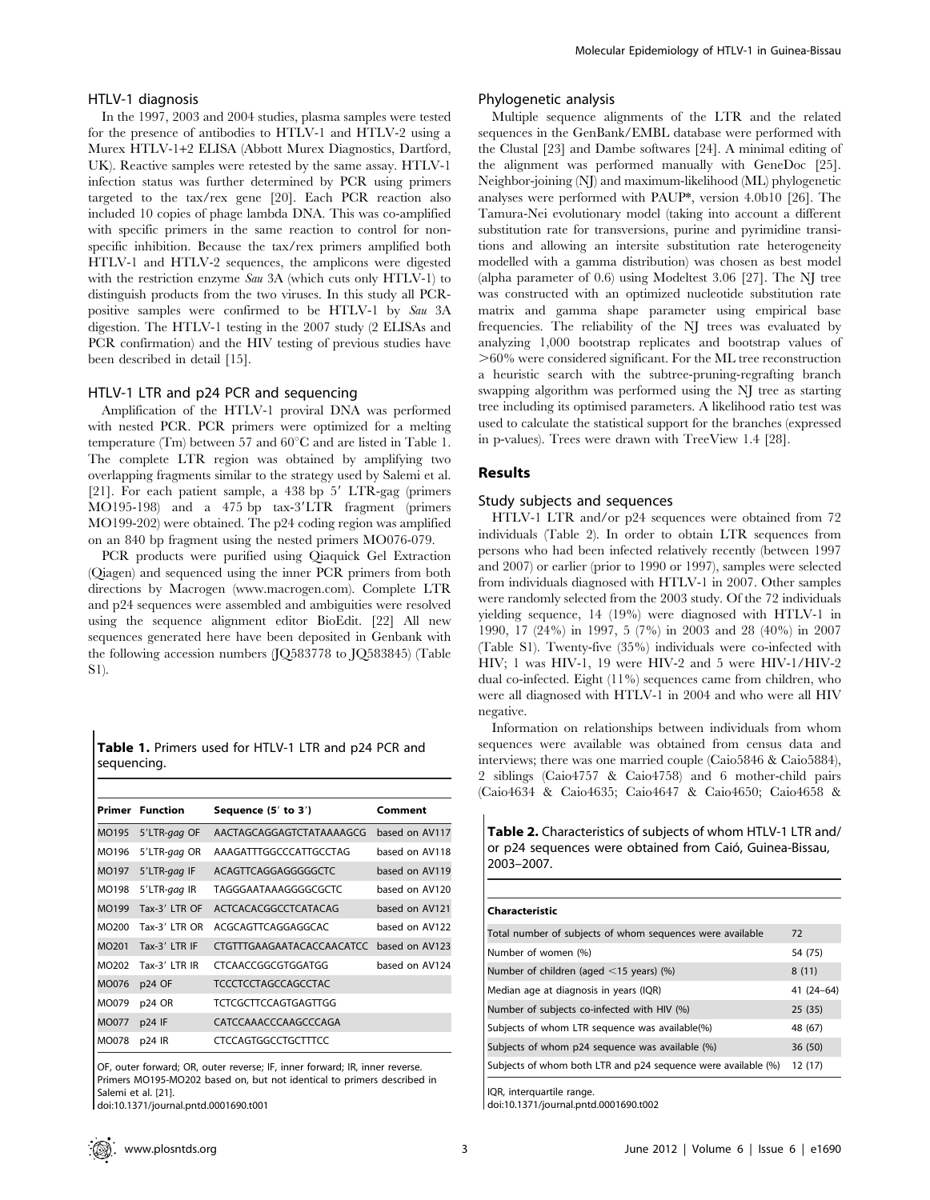### HTLV-1 diagnosis

In the 1997, 2003 and 2004 studies, plasma samples were tested for the presence of antibodies to HTLV-1 and HTLV-2 using a Murex HTLV-1+2 ELISA (Abbott Murex Diagnostics, Dartford, UK). Reactive samples were retested by the same assay. HTLV-1 infection status was further determined by PCR using primers targeted to the tax/rex gene [20]. Each PCR reaction also included 10 copies of phage lambda DNA. This was co-amplified with specific primers in the same reaction to control for non-specific inhibition. Because the tax/rex primers amplified both HTLV-1 and HTLV-2 sequences, the amplicons were digested with the restriction enzyme *Sau* 3A (which cuts only HTLV-1) to distinguish products from the two viruses. In this study all PCR-positive samples were confirmed to be HTLV-1 by *Sau* 3A digestion. The HTLV-1 testing in the 2007 study (2 ELISAs and PCR confirmation) and the HIV testing of previous studies have been described in detail [15].

### HTLV-1 LTR and p24 PCR and sequencing

Amplification of the HTLV-1 proviral DNA was performed with nested PCR. PCR primers were optimized for a melting temperature (Tm) between 57 and 60°C and are listed in Table 1. The complete LTR region was obtained by amplifying two overlapping fragments similar to the strategy used by Salemi et al. [21]. For each patient sample, a 438 bp 5′ LTR-gag (primers MO195-198) and a 475 bp tax-3′LTR fragment (primers MO199-202) were obtained. The p24 coding region was amplified on an 840 bp fragment using the nested primers MO076-079.

PCR products were purified using Qiaquick Gel Extraction (Qiagen) and sequenced using the inner PCR primers from both directions by Macrogen (www.macrogen.com). Complete LTR and p24 sequences were assembled and ambiguities were resolved using the sequence alignment editor BioEdit. [22] All new sequences generated here have been deposited in Genbank with the following accession numbers (JQ583778 to JQ583845) (Table S1).

**Table 1.** Primers used for HTLV-1 LTR and p24 PCR and sequencing.

| Primer | Function | Sequence (5′ to 3′) | Comment |
|---|---|---|---|
| MO195 | 5′LTR-*gag* OF | AACTAGCAGGAGTCTATAAAAGCG | based on AV117 |
| MO196 | 5′LTR-*gag* OR | AAAGATTTGGCCCATTGCCTAG | based on AV118 |
| MO197 | 5′LTR-*gag* IF | ACAGTTCAGGAGGGGGCTC | based on AV119 |
| MO198 | 5′LTR-*gag* IR | TAGGGAATAAAGGGGCGCTC | based on AV120 |
| MO199 | Tax-3′ LTR OF | ACTCACACGGCCTCATACAG | based on AV121 |
| MO200 | Tax-3′ LTR OR | ACGCAGTTCAGGAGGCAC | based on AV122 |
| MO201 | Tax-3′ LTR IF | CTGTTTGAAGAATACACCAACATCC | based on AV123 |
| MO202 | Tax-3′ LTR IR | CTCAACCGGCGTGGATGG | based on AV124 |
| MO076 | p24 OF | TCCCTCCTAGCCAGCCTAC | |
| MO079 | p24 OR | TCTCGCTTCCAGTGAGTTGG | |
| MO077 | p24 IF | CATCCAAACCCAAGCCCAGA | |
| MO078 | p24 IR | CTCCAGTGGCCTGCTTTCC | |

OF, outer forward; OR, outer reverse; IF, inner forward; IR, inner reverse.
Primers MO195-MO202 based on, but not identical to primers described in Salemi et al. [21].
doi:10.1371/journal.pntd.0001690.t001

### Phylogenetic analysis

Multiple sequence alignments of the LTR and the related sequences in the GenBank/EMBL database were performed with the Clustal [23] and Dambe softwares [24]. A minimal editing of the alignment was performed manually with GeneDoc [25]. Neighbor-joining (NJ) and maximum-likelihood (ML) phylogenetic analyses were performed with PAUP*, version 4.0b10 [26]. The Tamura-Nei evolutionary model (taking into account a different substitution rate for transversions, purine and pyrimidine transitions and allowing an intersite substitution rate heterogeneity modelled with a gamma distribution) was chosen as best model (alpha parameter of 0.6) using Modeltest 3.06 [27]. The NJ tree was constructed with an optimized nucleotide substitution rate matrix and gamma shape parameter using empirical base frequencies. The reliability of the NJ trees was evaluated by analyzing 1,000 bootstrap replicates and bootstrap values of >60% were considered significant. For the ML tree reconstruction a heuristic search with the subtree-pruning-regrafting branch swapping algorithm was performed using the NJ tree as starting tree including its optimised parameters. A likelihood ratio test was used to calculate the statistical support for the branches (expressed in p-values). Trees were drawn with TreeView 1.4 [28].

## Results

### Study subjects and sequences

HTLV-1 LTR and/or p24 sequences were obtained from 72 individuals (Table 2). In order to obtain LTR sequences from persons who had been infected relatively recently (between 1997 and 2007) or earlier (prior to 1990 or 1997), samples were selected from individuals diagnosed with HTLV-1 in 2007. Other samples were randomly selected from the 2003 study. Of the 72 individuals yielding sequence, 14 (19%) were diagnosed with HTLV-1 in 1990, 17 (24%) in 1997, 5 (7%) in 2003 and 28 (40%) in 2007 (Table S1). Twenty-five (35%) individuals were co-infected with HIV; 1 was HIV-1, 19 were HIV-2 and 5 were HIV-1/HIV-2 dual co-infected. Eight (11%) sequences came from children, who were all diagnosed with HTLV-1 in 2004 and who were all HIV negative.

Information on relationships between individuals from whom sequences were available was obtained from census data and interviews; there was one married couple (Caio5846 & Caio5884), 2 siblings (Caio4757 & Caio4758) and 6 mother-child pairs (Caio4634 & Caio4635; Caio4647 & Caio4650; Caio4658 &

**Table 2.** Characteristics of subjects of whom HTLV-1 LTR and/or p24 sequences were obtained from Caió, Guinea-Bissau, 2003–2007.

| Characteristic | |
|---|---|
| Total number of subjects of whom sequences were available | 72 |
| Number of women (%) | 54 (75) |
| Number of children (aged <15 years) (%) | 8 (11) |
| Median age at diagnosis in years (IQR) | 41 (24–64) |
| Number of subjects co-infected with HIV (%) | 25 (35) |
| Subjects of whom LTR sequence was available(%) | 48 (67) |
| Subjects of whom p24 sequence was available (%) | 36 (50) |
| Subjects of whom both LTR and p24 sequence were available (%) | 12 (17) |

IQR, interquartile range.
doi:10.1371/journal.pntd.0001690.t002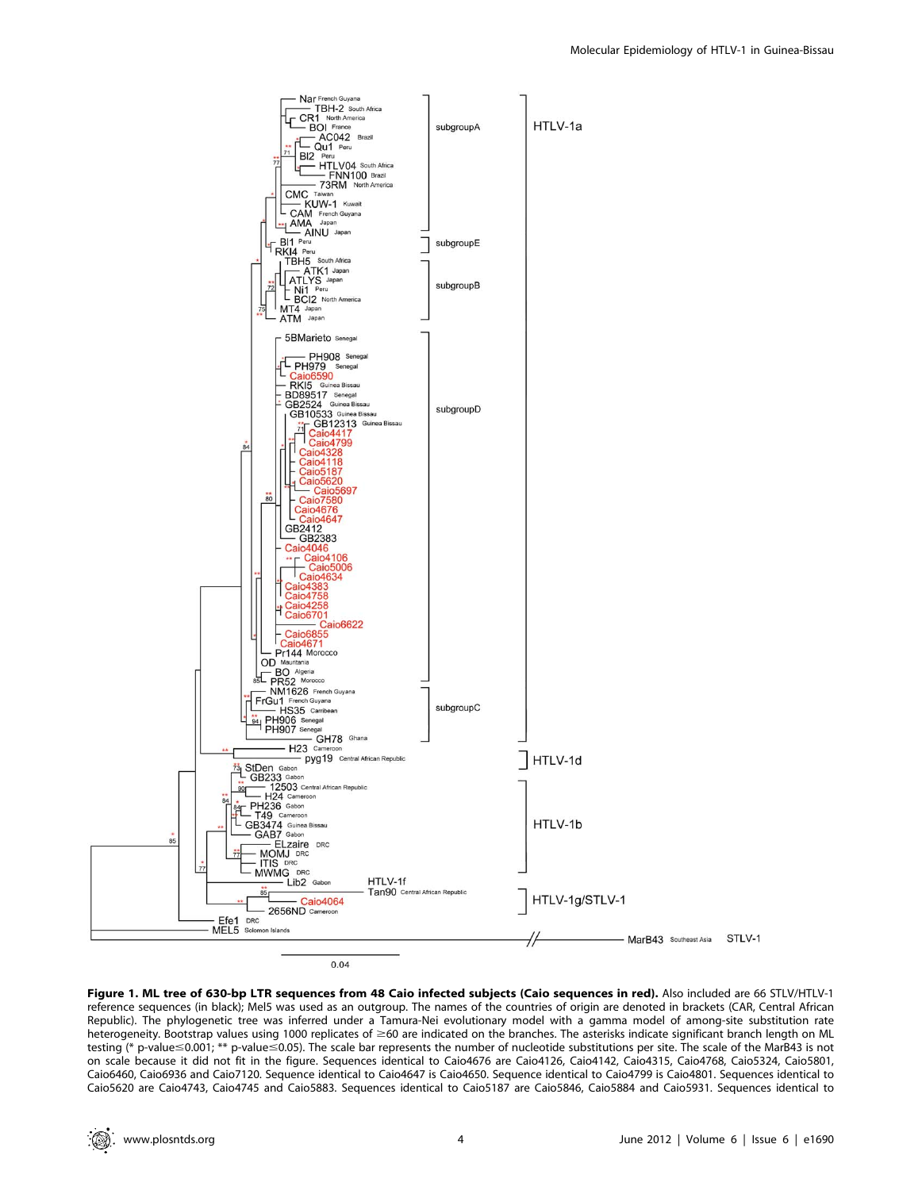**Figure 1. ML tree of 630-bp LTR sequences from 48 Caio infected subjects (Caio sequences in red).** Also included are 66 STLV/HTLV-1 reference sequences (in black); Mel5 was used as an outgroup. The names of the countries of origin are denoted in brackets (CAR, Central African Republic). The phylogenetic tree was inferred under a Tamura-Nei evolutionary model with a gamma model of among-site substitution rate heterogeneity. Bootstrap values using 1000 replicates of ≥60 are indicated on the branches. The asterisks indicate significant branch length on ML testing (* p-value≤0.001; ** p-value≤0.05). The scale bar represents the number of nucleotide substitutions per site. The scale of the MarB43 is not on scale because it did not fit in the figure. Sequences identical to Caio4676 are Caio4126, Caio4142, Caio4315, Caio4768, Caio5324, Caio5801, Caio6460, Caio6936 and Caio7120. Sequence identical to Caio4647 is Caio4650. Sequence identical to Caio4799 is Caio4801. Sequences identical to Caio5620 are Caio4743, Caio4745 and Caio5883. Sequences identical to Caio5187 are Caio5846, Caio5884 and Caio5931. Sequences identical to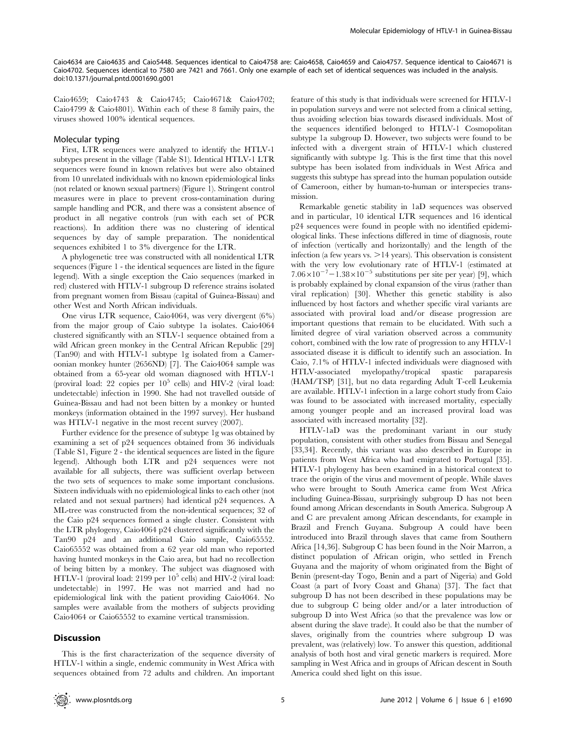Caio4634 are Caio4635 and Caio5448. Sequences identical to Caio4758 are: Caio4658, Caio4659 and Caio4757. Sequence identical to Caio4671 is Caio4702. Sequences identical to 7580 are 7421 and 7661. Only one example of each set of identical sequences was included in the analysis. doi:10.1371/journal.pntd.0001690.g001

Caio4659; Caio4743 & Caio4745; Caio4671& Caio4702; Caio4799 & Caio4801). Within each of these 8 family pairs, the viruses showed 100% identical sequences.

## Molecular typing

First, LTR sequences were analyzed to identify the HTLV-1 subtypes present in the village (Table S1). Identical HTLV-1 LTR sequences were found in known relatives but were also obtained from 10 unrelated individuals with no known epidemiological links (not related or known sexual partners) (Figure 1). Stringent control measures were in place to prevent cross-contamination during sample handling and PCR, and there was a consistent absence of product in all negative controls (run with each set of PCR reactions). In addition there was no clustering of identical sequences by day of sample preparation. The nonidentical sequences exhibited 1 to 3% divergence for the LTR.

A phylogenetic tree was constructed with all nonidentical LTR sequences (Figure 1 - the identical sequences are listed in the figure legend). With a single exception the Caio sequences (marked in red) clustered with HTLV-1 subgroup D reference strains isolated from pregnant women from Bissau (capital of Guinea-Bissau) and other West and North African individuals.

One virus LTR sequence, Caio4064, was very divergent (6%) from the major group of Caio subtype 1a isolates. Caio4064 clustered significantly with an STLV-1 sequence obtained from a wild African green monkey in the Central African Republic [29] (Tan90) and with HTLV-1 subtype 1g isolated from a Cameroonian monkey hunter (2656ND) [7]. The Caio4064 sample was obtained from a 65-year old woman diagnosed with HTLV-1 (proviral load: 22 copies per $10^5$ cells) and HIV-2 (viral load: undetectable) infection in 1990. She had not travelled outside of Guinea-Bissau and had not been bitten by a monkey or hunted monkeys (information obtained in the 1997 survey). Her husband was HTLV-1 negative in the most recent survey (2007).

Further evidence for the presence of subtype 1g was obtained by examining a set of p24 sequences obtained from 36 individuals (Table S1, Figure 2 - the identical sequences are listed in the figure legend). Although both LTR and p24 sequences were not available for all subjects, there was sufficient overlap between the two sets of sequences to make some important conclusions. Sixteen individuals with no epidemiological links to each other (not related and not sexual partners) had identical p24 sequences. A ML-tree was constructed from the non-identical sequences; 32 of the Caio p24 sequences formed a single cluster. Consistent with the LTR phylogeny, Caio4064 p24 clustered significantly with the Tan90 p24 and an additional Caio sample, Caio65552. Caio65552 was obtained from a 62 year old man who reported having hunted monkeys in the Caio area, but had no recollection of being bitten by a monkey. The subject was diagnosed with HTLV-1 (proviral load: 2199 per $10^5$ cells) and HIV-2 (viral load: undetectable) in 1997. He was not married and had no epidemiological link with the patient providing Caio4064. No samples were available from the mothers of subjects providing Caio4064 or Caio65552 to examine vertical transmission.

## Discussion

This is the first characterization of the sequence diversity of HTLV-1 within a single, endemic community in West Africa with sequences obtained from 72 adults and children. An important feature of this study is that individuals were screened for HTLV-1 in population surveys and were not selected from a clinical setting, thus avoiding selection bias towards diseased individuals. Most of the sequences identified belonged to HTLV-1 Cosmopolitan subtype 1a subgroup D. However, two subjects were found to be infected with a divergent strain of HTLV-1 which clustered significantly with subtype 1g. This is the first time that this novel subtype has been isolated from individuals in West Africa and suggests this subtype has spread into the human population outside of Cameroon, either by human-to-human or interspecies transmission.

Remarkable genetic stability in 1aD sequences was observed and in particular, 10 identical LTR sequences and 16 identical p24 sequences were found in people with no identified epidemiological links. These infections differed in time of diagnosis, route of infection (vertically and horizontally) and the length of the infection (a few years vs. >14 years). This observation is consistent with the very low evolutionary rate of HTLV-1 (estimated at $7.06\times10^{-7}-1.38\times10^{-5}$ substitutions per site per year) [9], which is probably explained by clonal expansion of the virus (rather than viral replication) [30]. Whether this genetic stability is also influenced by host factors and whether specific viral variants are associated with proviral load and/or disease progression are important questions that remain to be elucidated. With such a limited degree of viral variation observed across a community cohort, combined with the low rate of progression to any HTLV-1 associated disease it is difficult to identify such an association. In Caio, 7.1% of HTLV-1 infected individuals were diagnosed with HTLV-associated myelopathy/tropical spastic paraparesis (HAM/TSP) [31], but no data regarding Adult T-cell Leukemia are available. HTLV-1 infection in a large cohort study from Caio was found to be associated with increased mortality, especially among younger people and an increased proviral load was associated with increased mortality [32].

HTLV-1aD was the predominant variant in our study population, consistent with other studies from Bissau and Senegal [33,34]. Recently, this variant was also described in Europe in patients from West Africa who had emigrated to Portugal [35]. HTLV-1 phylogeny has been examined in a historical context to trace the origin of the virus and movement of people. While slaves who were brought to South America came from West Africa including Guinea-Bissau, surprisingly subgroup D has not been found among African descendants in South America. Subgroup A and C are prevalent among African descendants, for example in Brazil and French Guyana. Subgroup A could have been introduced into Brazil through slaves that came from Southern Africa [14,36]. Subgroup C has been found in the Noir Marron, a distinct population of African origin, who settled in French Guyana and the majority of whom originated from the Bight of Benin (present-day Togo, Benin and a part of Nigeria) and Gold Coast (a part of Ivory Coast and Ghana) [37]. The fact that subgroup D has not been described in these populations may be due to subgroup C being older and/or a later introduction of subgroup D into West Africa (so that the prevalence was low or absent during the slave trade). It could also be that the number of slaves, originally from the countries where subgroup D was prevalent, was (relatively) low. To answer this question, additional analysis of both host and viral genetic markers is required. More sampling in West Africa and in groups of African descent in South America could shed light on this issue.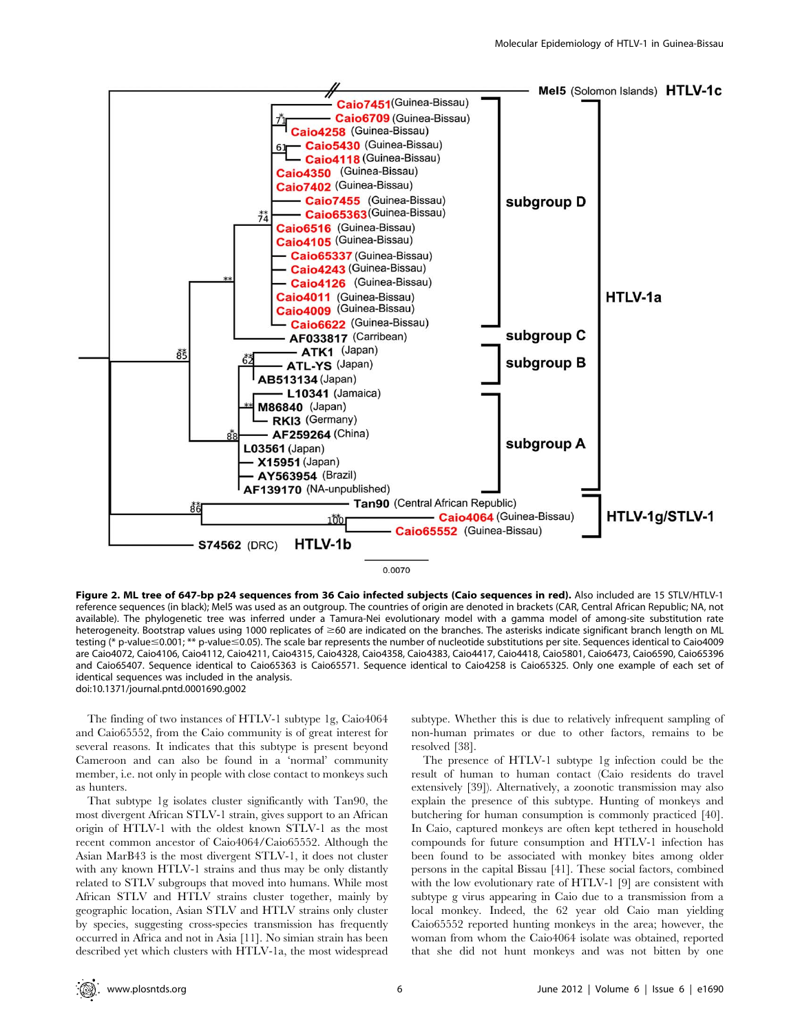**Figure 2. ML tree of 647-bp p24 sequences from 36 Caio infected subjects (Caio sequences in red).** Also included are 15 STLV/HTLV-1 reference sequences (in black); Mel5 was used as an outgroup. The countries of origin are denoted in brackets (CAR, Central African Republic; NA, not available). The phylogenetic tree was inferred under a Tamura-Nei evolutionary model with a gamma model of among-site substitution rate heterogeneity. Bootstrap values using 1000 replicates of ≥60 are indicated on the branches. The asterisks indicate significant branch length on ML testing (* p-value≤0.001; ** p-value≤0.05). The scale bar represents the number of nucleotide substitutions per site. Sequences identical to Caio4009 are Caio4072, Caio4106, Caio4112, Caio4211, Caio4315, Caio4328, Caio4358, Caio4383, Caio4417, Caio4418, Caio5801, Caio6473, Caio6590, Caio65396 and Caio65407. Sequence identical to Caio65363 is Caio65571. Sequence identical to Caio4258 is Caio65325. Only one example of each set of identical sequences was included in the analysis.
doi:10.1371/journal.pntd.0001690.g002

The finding of two instances of HTLV-1 subtype 1g, Caio4064 and Caio65552, from the Caio community is of great interest for several reasons. It indicates that this subtype is present beyond Cameroon and can also be found in a 'normal' community member, i.e. not only in people with close contact to monkeys such as hunters.

That subtype 1g isolates cluster significantly with Tan90, the most divergent African STLV-1 strain, gives support to an African origin of HTLV-1 with the oldest known STLV-1 as the most recent common ancestor of Caio4064/Caio65552. Although the Asian MarB43 is the most divergent STLV-1, it does not cluster with any known HTLV-1 strains and thus may be only distantly related to STLV subgroups that moved into humans. While most African STLV and HTLV strains cluster together, mainly by geographic location, Asian STLV and HTLV strains only cluster by species, suggesting cross-species transmission has frequently occurred in Africa and not in Asia [11]. No simian strain has been described yet which clusters with HTLV-1a, the most widespread subtype. Whether this is due to relatively infrequent sampling of non-human primates or due to other factors, remains to be resolved [38].

The presence of HTLV-1 subtype 1g infection could be the result of human to human contact (Caio residents do travel extensively [39]). Alternatively, a zoonotic transmission may also explain the presence of this subtype. Hunting of monkeys and butchering for human consumption is commonly practiced [40]. In Caio, captured monkeys are often kept tethered in household compounds for future consumption and HTLV-1 infection has been found to be associated with monkey bites among older persons in the capital Bissau [41]. These social factors, combined with the low evolutionary rate of HTLV-1 [9] are consistent with subtype g virus appearing in Caio due to a transmission from a local monkey. Indeed, the 62 year old Caio man yielding Caio65552 reported hunting monkeys in the area; however, the woman from whom the Caio4064 isolate was obtained, reported that she did not hunt monkeys and was not bitten by one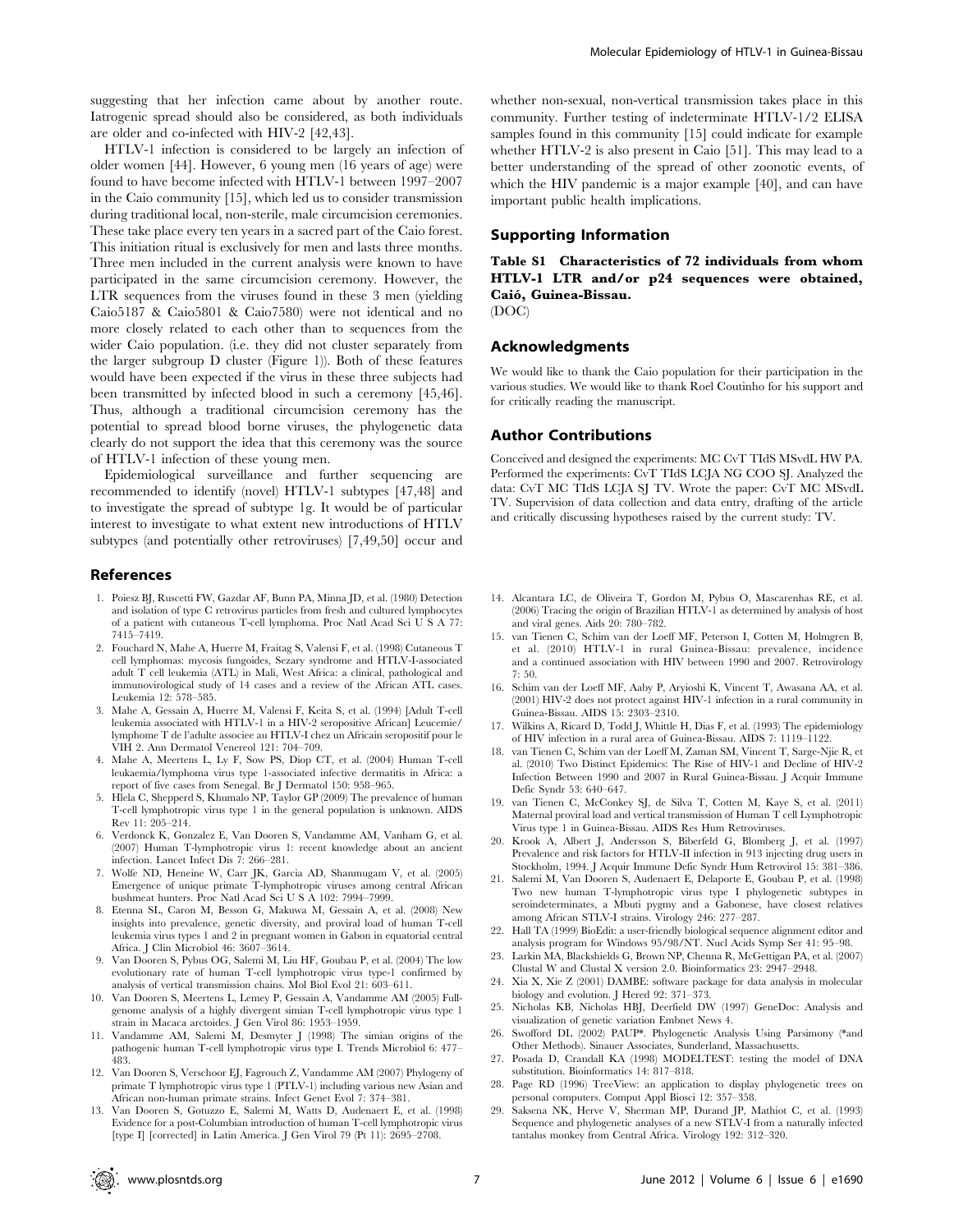suggesting that her infection came about by another route. Iatrogenic spread should also be considered, as both individuals are older and co-infected with HIV-2 [42,43].

HTLV-1 infection is considered to be largely an infection of older women [44]. However, 6 young men (16 years of age) were found to have become infected with HTLV-1 between 1997–2007 in the Caio community [15], which led us to consider transmission during traditional local, non-sterile, male circumcision ceremonies. These take place every ten years in a sacred part of the Caio forest. This initiation ritual is exclusively for men and lasts three months. Three men included in the current analysis were known to have participated in the same circumcision ceremony. However, the LTR sequences from the viruses found in these 3 men (yielding Caio5187 & Caio5801 & Caio7580) were not identical and no more closely related to each other than to sequences from the wider Caio population. (i.e. they did not cluster separately from the larger subgroup D cluster (Figure 1)). Both of these features would have been expected if the virus in these three subjects had been transmitted by infected blood in such a ceremony [45,46]. Thus, although a traditional circumcision ceremony has the potential to spread blood borne viruses, the phylogenetic data clearly do not support the idea that this ceremony was the source of HTLV-1 infection of these young men.

Epidemiological surveillance and further sequencing are recommended to identify (novel) HTLV-1 subtypes [47,48] and to investigate the spread of subtype 1g. It would be of particular interest to investigate to what extent new introductions of HTLV subtypes (and potentially other retroviruses) [7,49,50] occur and whether non-sexual, non-vertical transmission takes place in this community. Further testing of indeterminate HTLV-1/2 ELISA samples found in this community [15] could indicate for example whether HTLV-2 is also present in Caio [51]. This may lead to a better understanding of the spread of other zoonotic events, of which the HIV pandemic is a major example [40], and can have important public health implications.

## Supporting Information

**Table S1 Characteristics of 72 individuals from whom HTLV-1 LTR and/or p24 sequences were obtained, Caió, Guinea-Bissau.**
(DOC)

## Acknowledgments

We would like to thank the Caio population for their participation in the various studies. We would like to thank Roel Coutinho for his support and for critically reading the manuscript.

## Author Contributions

Conceived and designed the experiments: MC CvT TIdS MSvdL HW PA. Performed the experiments: CvT TIdS LCJA NG COO SJ. Analyzed the data: CvT MC TIdS LCJA SJ TV. Wrote the paper: CvT MC MSvdL TV. Supervision of data collection and data entry, drafting of the article and critically discussing hypotheses raised by the current study: TV.

## References

1. Poiesz BJ, Ruscetti FW, Gazdar AF, Bunn PA, Minna JD, et al. (1980) Detection and isolation of type C retrovirus particles from fresh and cultured lymphocytes of a patient with cutaneous T-cell lymphoma. Proc Natl Acad Sci U S A 77: 7415–7419.
2. Fouchard N, Mahe A, Huerre M, Fraitag S, Valensi F, et al. (1998) Cutaneous T cell lymphomas: mycosis fungoides, Sezary syndrome and HTLV-I-associated adult T cell leukemia (ATL) in Mali, West Africa: a clinical, pathological and immunovirological study of 14 cases and a review of the African ATL cases. Leukemia 12: 578–585.
3. Mahe A, Gessain A, Huerre M, Valensi F, Keita S, et al. (1994) [Adult T-cell leukemia associated with HTLV-1 in a HIV-2 seropositive African] Leucemie/lymphome T de l'adulte associee au HTLV-I chez un Africain seropositif pour le VIH 2. Ann Dermatol Venereol 121: 704–709.
4. Mahe A, Meertens L, Ly F, Sow PS, Diop CT, et al. (2004) Human T-cell leukaemia/lymphoma virus type 1-associated infective dermatitis in Africa: a report of five cases from Senegal. Br J Dermatol 150: 958–965.
5. Hlela C, Shepperd S, Khumalo NP, Taylor GP (2009) The prevalence of human T-cell lymphotropic virus type 1 in the general population is unknown. AIDS Rev 11: 205–214.
6. Verdonck K, Gonzalez E, Van Dooren S, Vandamme AM, Vanham G, et al. (2007) Human T-lymphotropic virus 1: recent knowledge about an ancient infection. Lancet Infect Dis 7: 266–281.
7. Wolfe ND, Heneine W, Carr JK, Garcia AD, Shanmugam V, et al. (2005) Emergence of unique primate T-lymphotropic viruses among central African bushmeat hunters. Proc Natl Acad Sci U S A 102: 7994–7999.
8. Etenna SL, Caron M, Besson G, Makuwa M, Gessain A, et al. (2008) New insights into prevalence, genetic diversity, and proviral load of human T-cell leukemia virus types 1 and 2 in pregnant women in Gabon in equatorial central Africa. J Clin Microbiol 46: 3607–3614.
9. Van Dooren S, Pybus OG, Salemi M, Liu HF, Goubau P, et al. (2004) The low evolutionary rate of human T-cell lymphotropic virus type-1 confirmed by analysis of vertical transmission chains. Mol Biol Evol 21: 603–611.
10. Van Dooren S, Meertens L, Lemey P, Gessain A, Vandamme AM (2005) Full-genome analysis of a highly divergent simian T-cell lymphotropic virus type 1 strain in Macaca arctoides. J Gen Virol 86: 1953–1959.
11. Vandamme AM, Salemi M, Desmyter J (1998) The simian origins of the pathogenic human T-cell lymphotropic virus type I. Trends Microbiol 6: 477–483.
12. Van Dooren S, Verschoor EJ, Fagrouch Z, Vandamme AM (2007) Phylogeny of primate T lymphotropic virus type 1 (PTLV-1) including various new Asian and African non-human primate strains. Infect Genet Evol 7: 374–381.
13. Van Dooren S, Gotuzzo E, Salemi M, Watts D, Audenaert E, et al. (1998) Evidence for a post-Columbian introduction of human T-cell lymphotropic virus [type I] [corrected] in Latin America. J Gen Virol 79 (Pt 11): 2695–2708.
14. Alcantara LC, de Oliveira T, Gordon M, Pybus O, Mascarenhas RE, et al. (2006) Tracing the origin of Brazilian HTLV-1 as determined by analysis of host and viral genes. Aids 20: 780–782.
15. van Tienen C, Schim van der Loeff MF, Peterson I, Cotten M, Holmgren B, et al. (2010) HTLV-1 in rural Guinea-Bissau: prevalence, incidence and a continued association with HIV between 1990 and 2007. Retrovirology 7: 50.
16. Schim van der Loeff MF, Aaby P, Aryioshi K, Vincent T, Awasana AA, et al. (2001) HIV-2 does not protect against HIV-1 infection in a rural community in Guinea-Bissau. AIDS 15: 2303–2310.
17. Wilkins A, Ricard D, Todd J, Whittle H, Dias F, et al. (1993) The epidemiology of HIV infection in a rural area of Guinea-Bissau. AIDS 7: 1119–1122.
18. van Tienen C, Schim van der Loeff M, Zaman SM, Vincent T, Sarge-Njie R, et al. (2010) Two Distinct Epidemics: The Rise of HIV-1 and Decline of HIV-2 Infection Between 1990 and 2007 in Rural Guinea-Bissau. J Acquir Immune Defic Syndr 53: 640–647.
19. van Tienen C, McConkey SJ, de Silva T, Cotten M, Kaye S, et al. (2011) Maternal proviral load and vertical transmission of Human T cell Lymphotropic Virus type 1 in Guinea-Bissau. AIDS Res Hum Retroviruses.
20. Krook A, Albert J, Andersson S, Biberfeld G, Blomberg J, et al. (1997) Prevalence and risk factors for HTLV-II infection in 913 injecting drug users in Stockholm, 1994. J Acquir Immune Defic Syndr Hum Retrovirol 15: 381–386.
21. Salemi M, Van Dooren S, Audenaert E, Delaporte E, Goubau P, et al. (1998) Two new human T-lymphotropic virus type I phylogenetic subtypes in seroindeterminates, a Mbuti pygmy and a Gabonese, have closest relatives among African STLV-I strains. Virology 246: 277–287.
22. Hall TA (1999) BioEdit: a user-friendly biological sequence alignment editor and analysis program for Windows 95/98/NT. Nucl Acids Symp Ser 41: 95–98.
23. Larkin MA, Blackshields G, Brown NP, Chenna R, McGettigan PA, et al. (2007) Clustal W and Clustal X version 2.0. Bioinformatics 23: 2947–2948.
24. Xia X, Xie Z (2001) DAMBE: software package for data analysis in molecular biology and evolution. J Hered 92: 371–373.
25. Nicholas KB, Nicholas HBJ, Deerfield DW (1997) GeneDoc: Analysis and visualization of genetic variation Embnet News 4.
26. Swofford DL (2002) PAUP*. Phylogenetic Analysis Using Parsimony (*and Other Methods). Sinauer Associates, Sunderland, Massachusetts.
27. Posada D, Crandall KA (1998) MODELTEST: testing the model of DNA substitution. Bioinformatics 14: 817–818.
28. Page RD (1996) TreeView: an application to display phylogenetic trees on personal computers. Comput Appl Biosci 12: 357–358.
29. Saksena NK, Herve V, Sherman MP, Durand JP, Mathiot C, et al. (1993) Sequence and phylogenetic analyses of a new STLV-I from a naturally infected tantalus monkey from Central Africa. Virology 192: 312–320.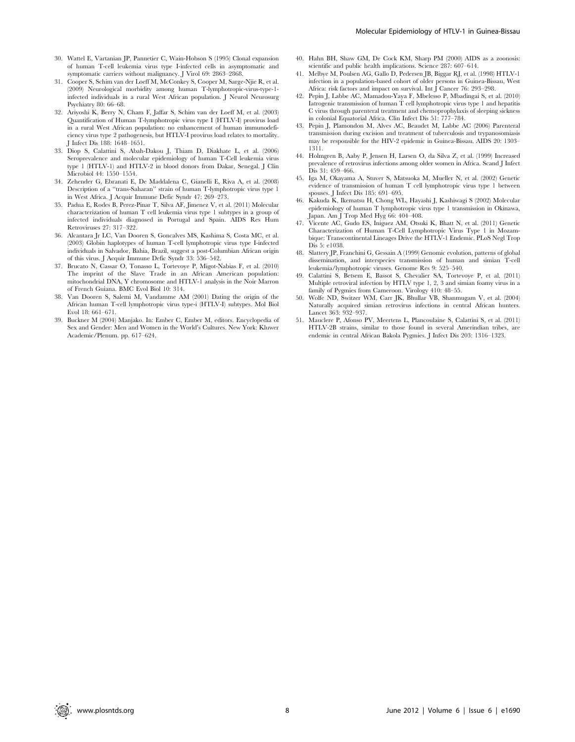30. Wattel E, Vartanian JP, Pannetier C, Wain-Hobson S (1995) Clonal expansion of human T-cell leukemia virus type I-infected cells in asymptomatic and symptomatic carriers without malignancy. J Virol 69: 2863–2868.
31. Cooper S, Schim van der Loeff M, McConkey S, Cooper M, Sarge-Njie R, et al. (2009) Neurological morbidity among human T-lymphotropic-virus-type-1-infected individuals in a rural West African population. J Neurol Neurosurg Psychiatry 80: 66–68.
32. Ariyoshi K, Berry N, Cham F, Jaffar S, Schim van der Loeff M, et al. (2003) Quantification of Human T-lymphotropic virus type I (HTLV-I) provirus load in a rural West African population: no enhancement of human immunodeficiency virus type 2 pathogenesis, but HTLV-I provirus load relates to mortality. J Infect Dis 188: 1648–1651.
33. Diop S, Calattini S, Abah-Dakou J, Thiam D, Diakhate L, et al. (2006) Seroprevalence and molecular epidemiology of human T-Cell leukemia virus type 1 (HTLV-1) and HTLV-2 in blood donors from Dakar, Senegal. J Clin Microbiol 44: 1550–1554.
34. Zehender G, Ebranati E, De Maddalena C, Gianelli E, Riva A, et al. (2008) Description of a "trans-Saharan" strain of human T-lymphotropic virus type 1 in West Africa. J Acquir Immune Defic Syndr 47: 269–273.
35. Padua E, Rodes B, Perez-Pinar T, Silva AF, Jimenez V, et al. (2011) Molecular characterization of human T cell leukemia virus type 1 subtypes in a group of infected individuals diagnosed in Portugal and Spain. AIDS Res Hum Retroviruses 27: 317–322.
36. Alcantara Jr LC, Van Dooren S, Goncalves MS, Kashima S, Costa MC, et al. (2003) Globin haplotypes of human T-cell lymphotropic virus type I-infected individuals in Salvador, Bahia, Brazil, suggest a post-Columbian African origin of this virus. J Acquir Immune Defic Syndr 33: 536–542.
37. Brucato N, Cassar O, Tonasso L, Tortevoye P, Migot-Nabias F, et al. (2010) The imprint of the Slave Trade in an African American population: mitochondrial DNA, Y chromosome and HTLV-1 analysis in the Noir Marron of French Guiana. BMC Evol Biol 10: 314.
38. Van Dooren S, Salemi M, Vandamme AM (2001) Dating the origin of the African human T-cell lymphotropic virus type-i (HTLV-I) subtypes. Mol Biol Evol 18: 661–671.
39. Buckner M (2004) Manjako. In: Ember C, Ember M, editors. Encyclopedia of Sex and Gender: Men and Women in the World's Cultures. New York: Kluwer Academic/Plenum. pp. 617–624.
40. Hahn BH, Shaw GM, De Cock KM, Sharp PM (2000) AIDS as a zoonosis: scientific and public health implications. Science 287: 607–614.
41. Melbye M, Poulsen AG, Gallo D, Pedersen JB, Biggar RJ, et al. (1998) HTLV-1 infection in a population-based cohort of older persons in Guinea-Bissau, West Africa: risk factors and impact on survival. Int J Cancer 76: 293–298.
42. Pepin J, Labbe AC, Mamadou-Yaya F, Mbelesso P, Mbadingai S, et al. (2010) Iatrogenic transmission of human T cell lymphotropic virus type 1 and hepatitis C virus through parenteral treatment and chemoprophylaxis of sleeping sickness in colonial Equatorial Africa. Clin Infect Dis 51: 777–784.
43. Pepin J, Plamondon M, Alves AC, Beaudet M, Labbe AC (2006) Parenteral transmission during excision and treatment of tuberculosis and trypanosomiasis may be responsible for the HIV-2 epidemic in Guinea-Bissau. AIDS 20: 1303–1311.
44. Holmgren B, Aaby P, Jensen H, Larsen O, da Silva Z, et al. (1999) Increased prevalence of retrovirus infections among older women in Africa. Scand J Infect Dis 31: 459–466.
45. Iga M, Okayama A, Stuver S, Matsuoka M, Mueller N, et al. (2002) Genetic evidence of transmission of human T cell lymphotropic virus type 1 between spouses. J Infect Dis 185: 691–695.
46. Kakuda K, Ikematsu H, Chong WL, Hayashi J, Kashiwagi S (2002) Molecular epidemiology of human T lymphotropic virus type 1 transmission in Okinawa, Japan. Am J Trop Med Hyg 66: 404–408.
47. Vicente AC, Gudo ES, Iniguez AM, Otsuki K, Bhatt N, et al. (2011) Genetic Characterization of Human T-Cell Lymphotropic Virus Type 1 in Mozambique: Transcontinental Lineages Drive the HTLV-1 Endemic. PLoS Negl Trop Dis 5: e1038.
48. Slattery JP, Franchini G, Gessain A (1999) Genomic evolution, patterns of global dissemination, and interspecies transmission of human and simian T-cell leukemia/lymphotropic viruses. Genome Res 9: 525–540.
49. Calattini S, Betsem E, Bassot S, Chevalier SA, Tortevoye P, et al. (2011) Multiple retroviral infection by HTLV type 1, 2, 3 and simian foamy virus in a family of Pygmies from Cameroon. Virology 410: 48–55.
50. Wolfe ND, Switzer WM, Carr JK, Bhullar VB, Shanmugam V, et al. (2004) Naturally acquired simian retrovirus infections in central African hunters. Lancet 363: 932–937.
51. Mauclere P, Afonso PV, Meertens L, Plancoulaine S, Calattini S, et al. (2011) HTLV-2B strains, similar to those found in several Amerindian tribes, are endemic in central African Bakola Pygmies. J Infect Dis 203: 1316–1323.